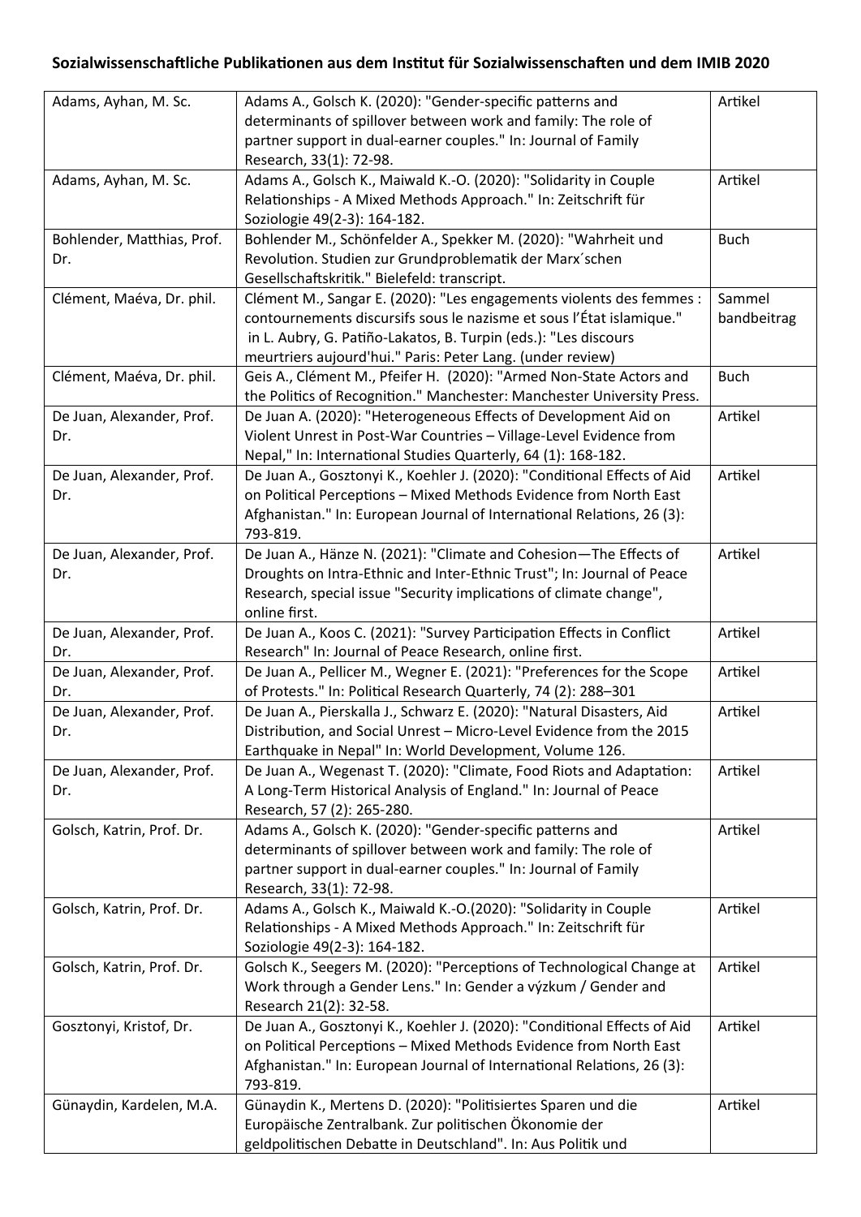**Sozialwissenschaftliche Publikationen aus dem Institut für Sozialwissenschaften und dem IMIB 2020**

| | | |
|---|---|---|
| Adams, Ayhan, M. Sc. | Adams A., Golsch K. (2020): "Gender-specific patterns and determinants of spillover between work and family: The role of partner support in dual-earner couples." In: Journal of Family Research, 33(1): 72-98. | Artikel |
| Adams, Ayhan, M. Sc. | Adams A., Golsch K., Maiwald K.-O. (2020): "Solidarity in Couple Relationships - A Mixed Methods Approach." In: Zeitschrift für Soziologie 49(2-3): 164-182. | Artikel |
| Bohlender, Matthias, Prof. Dr. | Bohlender M., Schönfelder A., Spekker M. (2020): "Wahrheit und Revolution. Studien zur Grundproblematik der Marx´schen Gesellschaftskritik." Bielefeld: transcript. | Buch |
| Clément, Maéva, Dr. phil. | Clément M., Sangar E. (2020): "Les engagements violents des femmes : contournements discursifs sous le nazisme et sous l'État islamique." in L. Aubry, G. Patiño-Lakatos, B. Turpin (eds.): "Les discours meurtriers aujourd'hui." Paris: Peter Lang. (under review) | Sammel bandbeitrag |
| Clément, Maéva, Dr. phil. | Geis A., Clément M., Pfeifer H. (2020): "Armed Non-State Actors and the Politics of Recognition." Manchester: Manchester University Press. | Buch |
| De Juan, Alexander, Prof. Dr. | De Juan A. (2020): "Heterogeneous Effects of Development Aid on Violent Unrest in Post-War Countries – Village-Level Evidence from Nepal," In: International Studies Quarterly, 64 (1): 168-182. | Artikel |
| De Juan, Alexander, Prof. Dr. | De Juan A., Gosztonyi K., Koehler J. (2020): "Conditional Effects of Aid on Political Perceptions – Mixed Methods Evidence from North East Afghanistan." In: European Journal of International Relations, 26 (3): 793-819. | Artikel |
| De Juan, Alexander, Prof. Dr. | De Juan A., Hänze N. (2021): "Climate and Cohesion—The Effects of Droughts on Intra-Ethnic and Inter-Ethnic Trust"; In: Journal of Peace Research, special issue "Security implications of climate change", online first. | Artikel |
| De Juan, Alexander, Prof. Dr. | De Juan A., Koos C. (2021): "Survey Participation Effects in Conflict Research" In: Journal of Peace Research, online first. | Artikel |
| De Juan, Alexander, Prof. Dr. | De Juan A., Pellicer M., Wegner E. (2021): "Preferences for the Scope of Protests." In: Political Research Quarterly, 74 (2): 288–301 | Artikel |
| De Juan, Alexander, Prof. Dr. | De Juan A., Pierskalla J., Schwarz E. (2020): "Natural Disasters, Aid Distribution, and Social Unrest – Micro-Level Evidence from the 2015 Earthquake in Nepal" In: World Development, Volume 126. | Artikel |
| De Juan, Alexander, Prof. Dr. | De Juan A., Wegenast T. (2020): "Climate, Food Riots and Adaptation: A Long-Term Historical Analysis of England." In: Journal of Peace Research, 57 (2): 265-280. | Artikel |
| Golsch, Katrin, Prof. Dr. | Adams A., Golsch K. (2020): "Gender-specific patterns and determinants of spillover between work and family: The role of partner support in dual-earner couples." In: Journal of Family Research, 33(1): 72-98. | Artikel |
| Golsch, Katrin, Prof. Dr. | Adams A., Golsch K., Maiwald K.-O.(2020): "Solidarity in Couple Relationships - A Mixed Methods Approach." In: Zeitschrift für Soziologie 49(2-3): 164-182. | Artikel |
| Golsch, Katrin, Prof. Dr. | Golsch K., Seegers M. (2020): "Perceptions of Technological Change at Work through a Gender Lens." In: Gender a výzkum / Gender and Research 21(2): 32-58. | Artikel |
| Gosztonyi, Kristof, Dr. | De Juan A., Gosztonyi K., Koehler J. (2020): "Conditional Effects of Aid on Political Perceptions – Mixed Methods Evidence from North East Afghanistan." In: European Journal of International Relations, 26 (3): 793-819. | Artikel |
| Günaydin, Kardelen, M.A. | Günaydin K., Mertens D. (2020): "Politisiertes Sparen und die Europäische Zentralbank. Zur politischen Ökonomie der geldpolitischen Debatte in Deutschland". In: Aus Politik und | Artikel |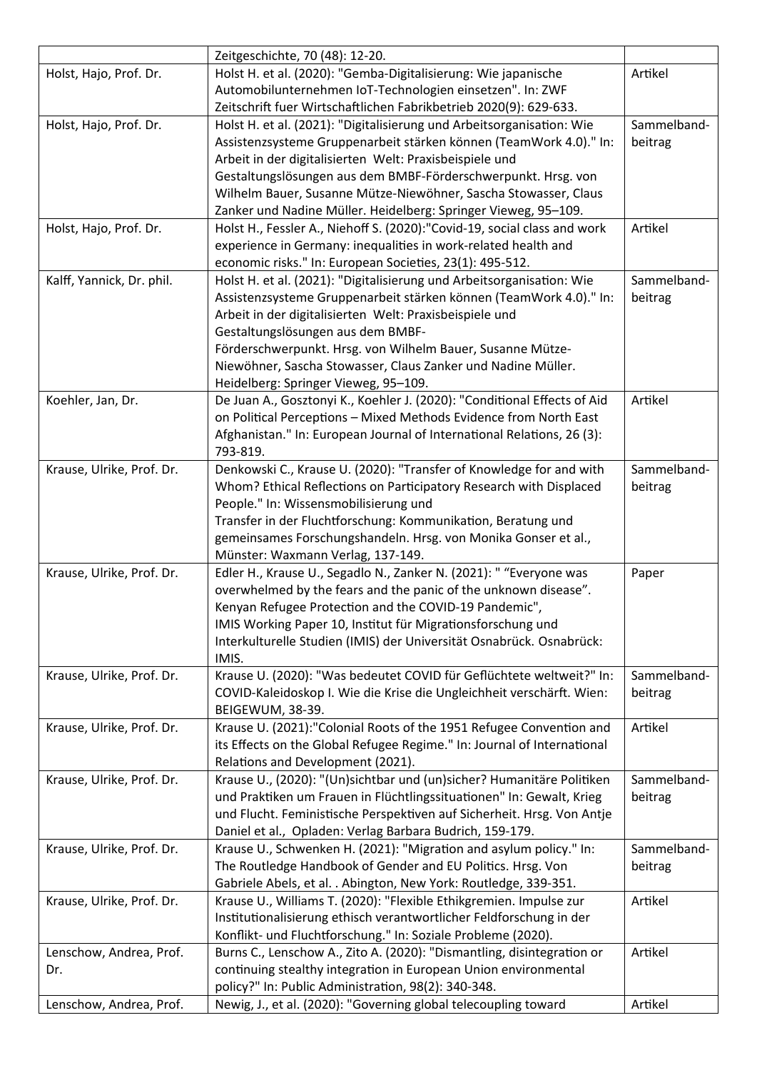| | | |
|---|---|---|
| | Zeitgeschichte, 70 (48): 12-20. | |
| Holst, Hajo, Prof. Dr. | Holst H. et al. (2020): "Gemba-Digitalisierung: Wie japanische Automobilunternehmen IoT-Technologien einsetzen". In: ZWF Zeitschrift fuer Wirtschaftlichen Fabrikbetrieb 2020(9): 629-633. | Artikel |
| Holst, Hajo, Prof. Dr. | Holst H. et al. (2021): "Digitalisierung und Arbeitsorganisation: Wie Assistenzsysteme Gruppenarbeit stärken können (TeamWork 4.0)." In: Arbeit in der digitalisierten Welt: Praxisbeispiele und Gestaltungslösungen aus dem BMBF-Förderschwerpunkt. Hrsg. von Wilhelm Bauer, Susanne Mütze-Niewöhner, Sascha Stowasser, Claus Zanker und Nadine Müller. Heidelberg: Springer Vieweg, 95–109. | Sammelband-beitrag |
| Holst, Hajo, Prof. Dr. | Holst H., Fessler A., Niehoff S. (2020):"Covid-19, social class and work experience in Germany: inequalities in work-related health and economic risks." In: European Societies, 23(1): 495-512. | Artikel |
| Kalff, Yannick, Dr. phil. | Holst H. et al. (2021): "Digitalisierung und Arbeitsorganisation: Wie Assistenzsysteme Gruppenarbeit stärken können (TeamWork 4.0)." In: Arbeit in der digitalisierten Welt: Praxisbeispiele und Gestaltungslösungen aus dem BMBF-Förderschwerpunkt. Hrsg. von Wilhelm Bauer, Susanne Mütze-Niewöhner, Sascha Stowasser, Claus Zanker und Nadine Müller. Heidelberg: Springer Vieweg, 95–109. | Sammelband-beitrag |
| Koehler, Jan, Dr. | De Juan A., Gosztonyi K., Koehler J. (2020): "Conditional Effects of Aid on Political Perceptions – Mixed Methods Evidence from North East Afghanistan." In: European Journal of International Relations, 26 (3): 793-819. | Artikel |
| Krause, Ulrike, Prof. Dr. | Denkowski C., Krause U. (2020): "Transfer of Knowledge for and with Whom? Ethical Reflections on Participatory Research with Displaced People." In: Wissensmobilisierung und Transfer in der Fluchtforschung: Kommunikation, Beratung und gemeinsames Forschungshandeln. Hrsg. von Monika Gonser et al., Münster: Waxmann Verlag, 137-149. | Sammelband-beitrag |
| Krause, Ulrike, Prof. Dr. | Edler H., Krause U., Segadlo N., Zanker N. (2021): " "Everyone was overwhelmed by the fears and the panic of the unknown disease". Kenyan Refugee Protection and the COVID-19 Pandemic", IMIS Working Paper 10, Institut für Migrationsforschung und Interkulturelle Studien (IMIS) der Universität Osnabrück. Osnabrück: IMIS. | Paper |
| Krause, Ulrike, Prof. Dr. | Krause U. (2020): "Was bedeutet COVID für Geflüchtete weltweit?" In: COVID-Kaleidoskop I. Wie die Krise die Ungleichheit verschärft. Wien: BEIGEWUM, 38-39. | Sammelband-beitrag |
| Krause, Ulrike, Prof. Dr. | Krause U. (2021):"Colonial Roots of the 1951 Refugee Convention and its Effects on the Global Refugee Regime." In: Journal of International Relations and Development (2021). | Artikel |
| Krause, Ulrike, Prof. Dr. | Krause U., (2020): "(Un)sichtbar und (un)sicher? Humanitäre Politiken und Praktiken um Frauen in Flüchtlingssituationen" In: Gewalt, Krieg und Flucht. Feministische Perspektiven auf Sicherheit. Hrsg. Von Antje Daniel et al., Opladen: Verlag Barbara Budrich, 159-179. | Sammelband-beitrag |
| Krause, Ulrike, Prof. Dr. | Krause U., Schwenken H. (2021): "Migration and asylum policy." In: The Routledge Handbook of Gender and EU Politics. Hrsg. Von Gabriele Abels, et al. . Abington, New York: Routledge, 339-351. | Sammelband-beitrag |
| Krause, Ulrike, Prof. Dr. | Krause U., Williams T. (2020): "Flexible Ethikgremien. Impulse zur Institutionalisierung ethisch verantwortlicher Feldforschung in der Konflikt- und Fluchtforschung." In: Soziale Probleme (2020). | Artikel |
| Lenschow, Andrea, Prof. Dr. | Burns C., Lenschow A., Zito A. (2020): "Dismantling, disintegration or continuing stealthy integration in European Union environmental policy?" In: Public Administration, 98(2): 340-348. | Artikel |
| Lenschow, Andrea, Prof. | Newig, J., et al. (2020): "Governing global telecoupling toward | Artikel |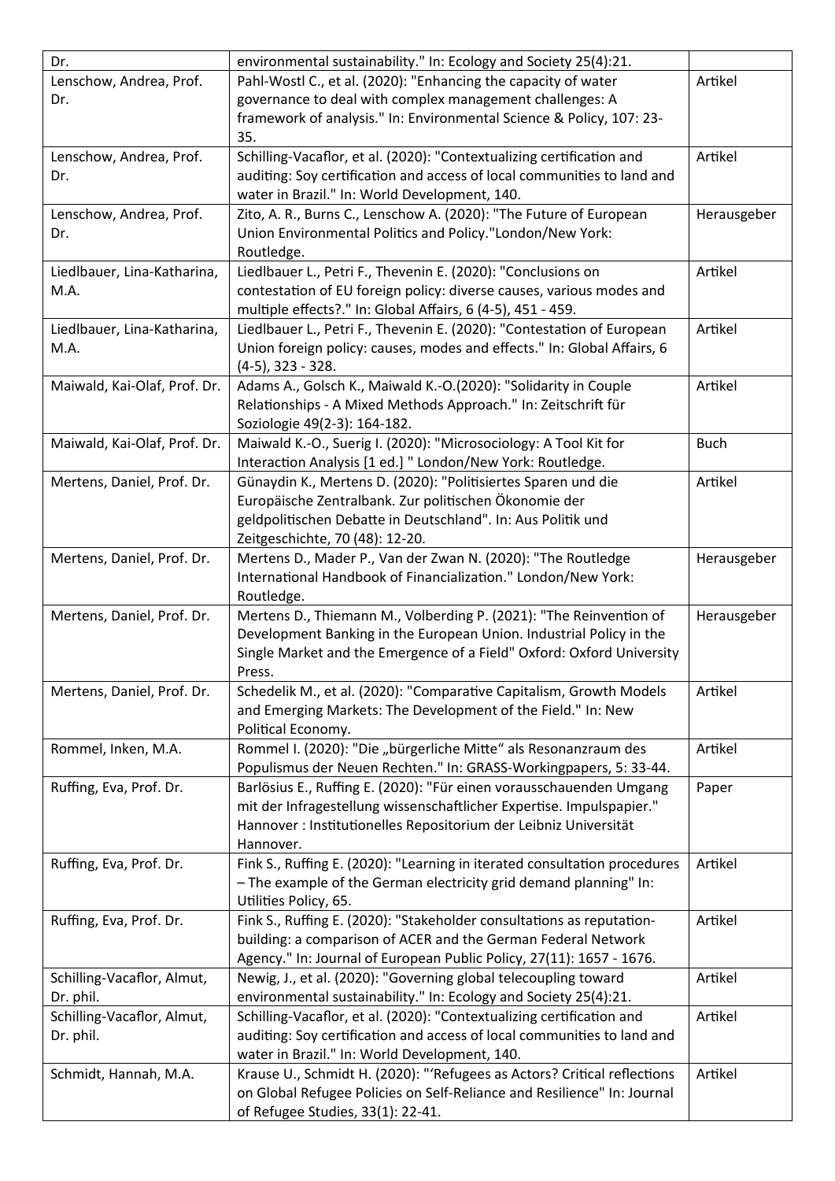| | | |
|---|---|---|
| Dr. | environmental sustainability." In: Ecology and Society 25(4):21. | |
| Lenschow, Andrea, Prof. Dr. | Pahl-Wostl C., et al. (2020): "Enhancing the capacity of water governance to deal with complex management challenges: A framework of analysis." In: Environmental Science & Policy, 107: 23-35. | Artikel |
| Lenschow, Andrea, Prof. Dr. | Schilling-Vacaflor, et al. (2020): "Contextualizing certification and auditing: Soy certification and access of local communities to land and water in Brazil." In: World Development, 140. | Artikel |
| Lenschow, Andrea, Prof. Dr. | Zito, A. R., Burns C., Lenschow A. (2020): "The Future of European Union Environmental Politics and Policy."London/New York: Routledge. | Herausgeber |
| Liedlbauer, Lina-Katharina, M.A. | Liedlbauer L., Petri F., Thevenin E. (2020): "Conclusions on contestation of EU foreign policy: diverse causes, various modes and multiple effects?." In: Global Affairs, 6 (4-5), 451 - 459. | Artikel |
| Liedlbauer, Lina-Katharina, M.A. | Liedlbauer L., Petri F., Thevenin E. (2020): "Contestation of European Union foreign policy: causes, modes and effects." In: Global Affairs, 6 (4-5), 323 - 328. | Artikel |
| Maiwald, Kai-Olaf, Prof. Dr. | Adams A., Golsch K., Maiwald K.-O.(2020): "Solidarity in Couple Relationships - A Mixed Methods Approach." In: Zeitschrift für Soziologie 49(2-3): 164-182. | Artikel |
| Maiwald, Kai-Olaf, Prof. Dr. | Maiwald K.-O., Suerig I. (2020): "Microsociology: A Tool Kit for Interaction Analysis [1 ed.] " London/New York: Routledge. | Buch |
| Mertens, Daniel, Prof. Dr. | Günaydin K., Mertens D. (2020): "Politisiertes Sparen und die Europäische Zentralbank. Zur politischen Ökonomie der geldpolitischen Debatte in Deutschland". In: Aus Politik und Zeitgeschichte, 70 (48): 12-20. | Artikel |
| Mertens, Daniel, Prof. Dr. | Mertens D., Mader P., Van der Zwan N. (2020): "The Routledge International Handbook of Financialization." London/New York: Routledge. | Herausgeber |
| Mertens, Daniel, Prof. Dr. | Mertens D., Thiemann M., Volberding P. (2021): "The Reinvention of Development Banking in the European Union. Industrial Policy in the Single Market and the Emergence of a Field" Oxford: Oxford University Press. | Herausgeber |
| Mertens, Daniel, Prof. Dr. | Schedelik M., et al. (2020): "Comparative Capitalism, Growth Models and Emerging Markets: The Development of the Field." In: New Political Economy. | Artikel |
| Rommel, Inken, M.A. | Rommel I. (2020): "Die „bürgerliche Mitte“ als Resonanzraum des Populismus der Neuen Rechten." In: GRASS-Workingpapers, 5: 33-44. | Artikel |
| Ruffing, Eva, Prof. Dr. | Barlösius E., Ruffing E. (2020): "Für einen vorausschauenden Umgang mit der Infragestellung wissenschaftlicher Expertise. Impulspapier." Hannover : Institutionelles Repositorium der Leibniz Universität Hannover. | Paper |
| Ruffing, Eva, Prof. Dr. | Fink S., Ruffing E. (2020): "Learning in iterated consultation procedures – The example of the German electricity grid demand planning" In: Utilities Policy, 65. | Artikel |
| Ruffing, Eva, Prof. Dr. | Fink S., Ruffing E. (2020): "Stakeholder consultations as reputation-building: a comparison of ACER and the German Federal Network Agency." In: Journal of European Public Policy, 27(11): 1657 - 1676. | Artikel |
| Schilling-Vacaflor, Almut, Dr. phil. | Newig, J., et al. (2020): "Governing global telecoupling toward environmental sustainability." In: Ecology and Society 25(4):21. | Artikel |
| Schilling-Vacaflor, Almut, Dr. phil. | Schilling-Vacaflor, et al. (2020): "Contextualizing certification and auditing: Soy certification and access of local communities to land and water in Brazil." In: World Development, 140. | Artikel |
| Schmidt, Hannah, M.A. | Krause U., Schmidt H. (2020): "'Refugees as Actors? Critical reflections on Global Refugee Policies on Self-Reliance and Resilience" In: Journal of Refugee Studies, 33(1): 22-41. | Artikel |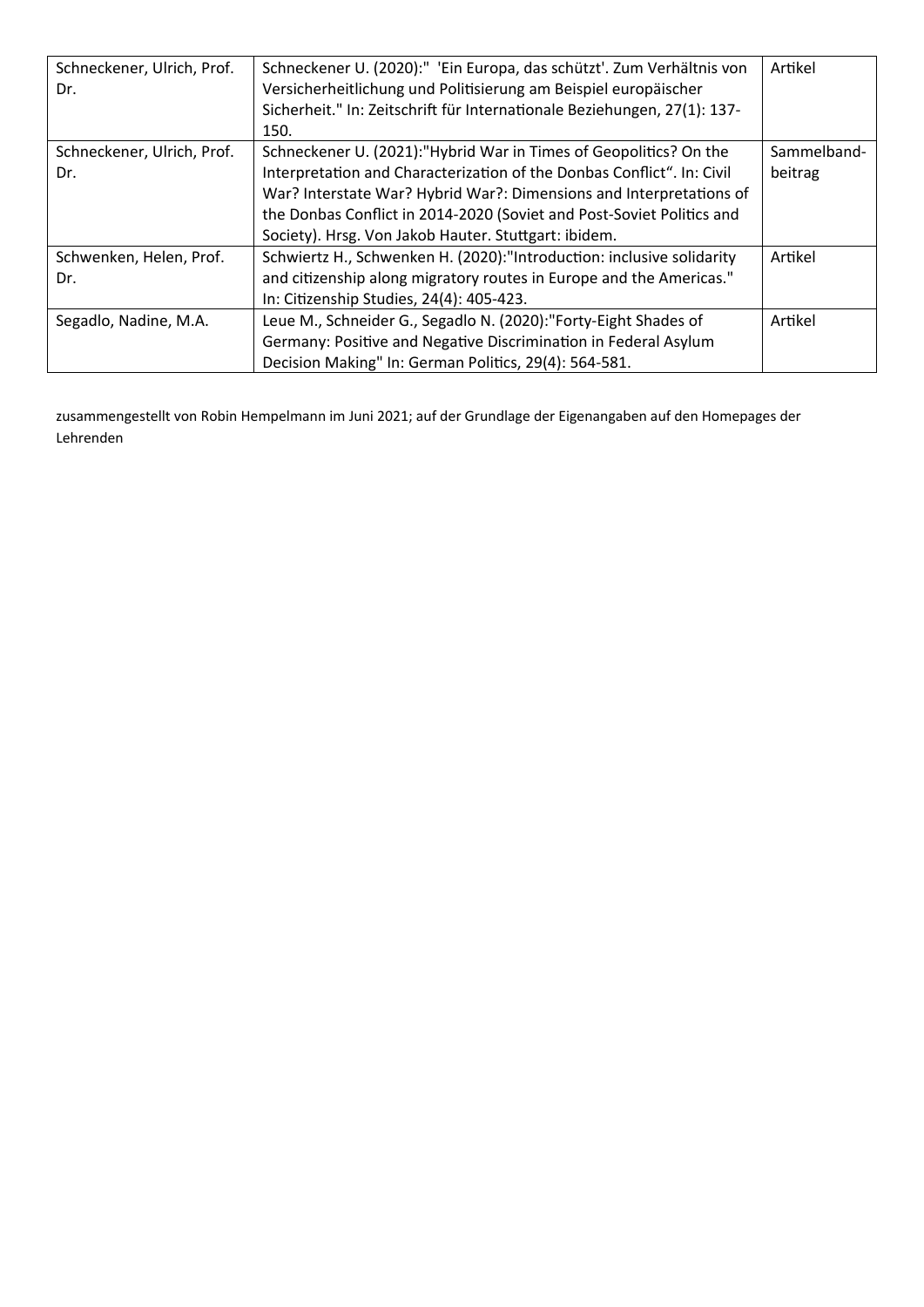| | | |
|---|---|---|
| Schneckener, Ulrich, Prof. Dr. | Schneckener U. (2020):"  'Ein Europa, das schützt'. Zum Verhältnis von Versicherheitlichung und Politisierung am Beispiel europäischer Sicherheit." In: Zeitschrift für Internationale Beziehungen, 27(1): 137-150. | Artikel |
| Schneckener, Ulrich, Prof. Dr. | Schneckener U. (2021):"Hybrid War in Times of Geopolitics? On the Interpretation and Characterization of the Donbas Conflict“. In: Civil War? Interstate War? Hybrid War?: Dimensions and Interpretations of the Donbas Conflict in 2014-2020 (Soviet and Post-Soviet Politics and Society). Hrsg. Von Jakob Hauter. Stuttgart: ibidem. | Sammelband-beitrag |
| Schwenken, Helen, Prof. Dr. | Schwiertz H., Schwenken H. (2020):"Introduction: inclusive solidarity and citizenship along migratory routes in Europe and the Americas." In: Citizenship Studies, 24(4): 405-423. | Artikel |
| Segadlo, Nadine, M.A. | Leue M., Schneider G., Segadlo N. (2020):"Forty-Eight Shades of Germany: Positive and Negative Discrimination in Federal Asylum Decision Making" In: German Politics, 29(4): 564-581. | Artikel |

zusammengestellt von Robin Hempelmann im Juni 2021; auf der Grundlage der Eigenangaben auf den Homepages der Lehrenden